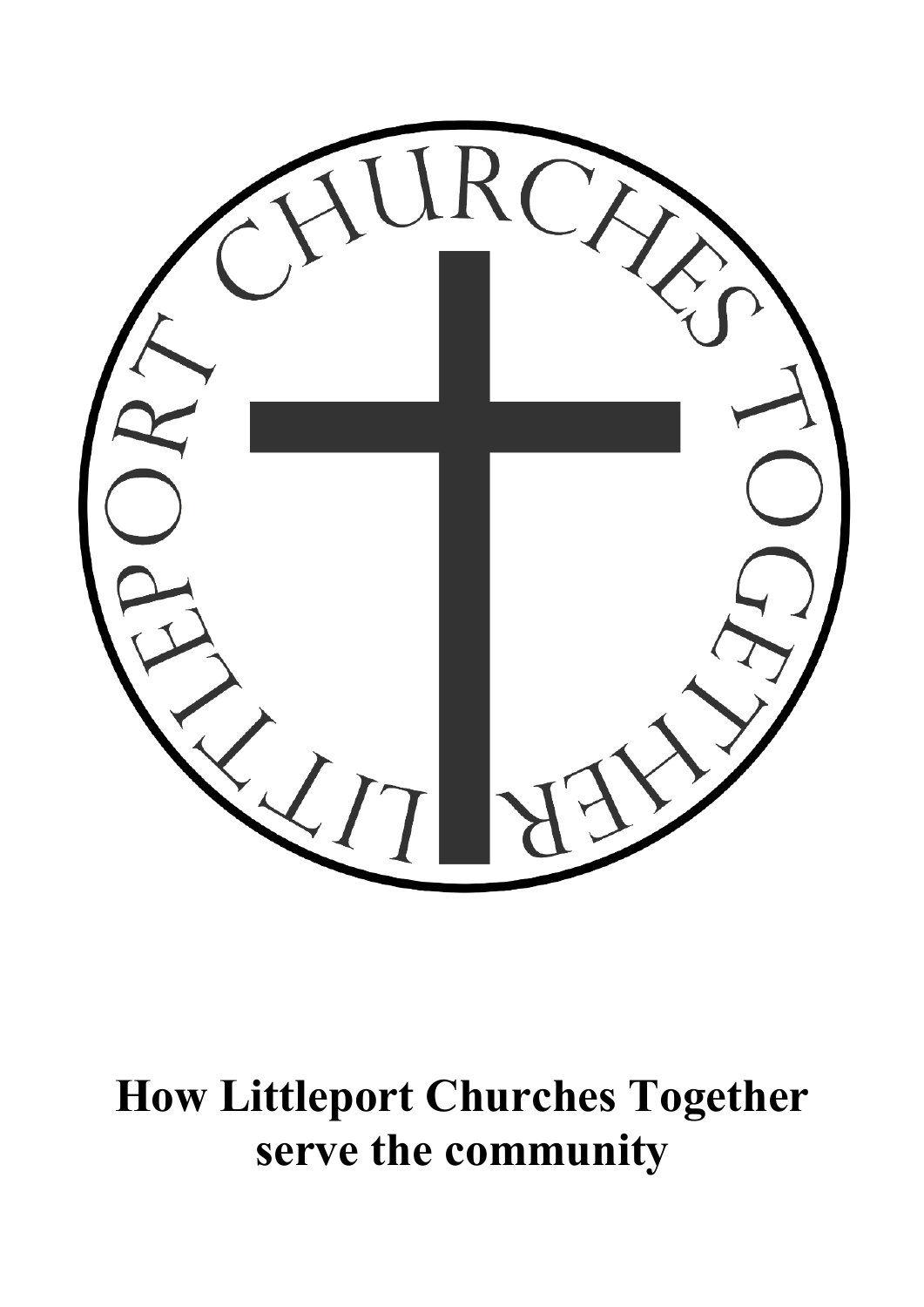LITTLEPORT CHURCHES TOGETHER

# How Littleport Churches Together serve the community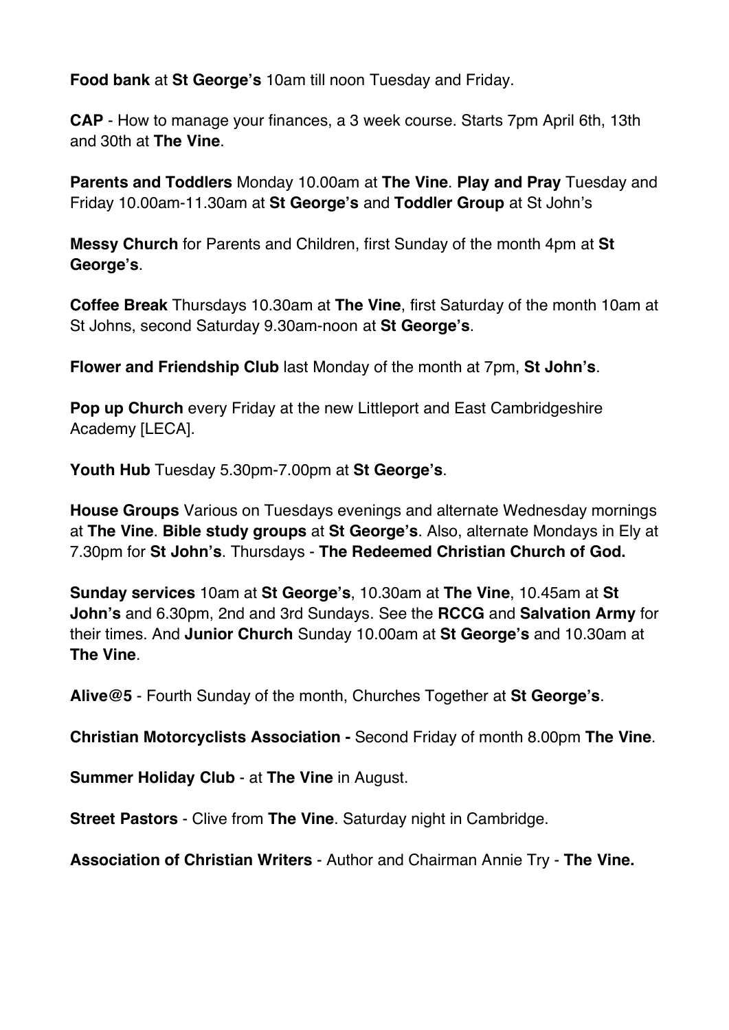**Food bank** at **St George's** 10am till noon Tuesday and Friday.

**CAP** - How to manage your finances, a 3 week course. Starts 7pm April 6th, 13th and 30th at **The Vine**.

**Parents and Toddlers** Monday 10.00am at **The Vine**. **Play and Pray** Tuesday and Friday 10.00am-11.30am at **St George's** and **Toddler Group** at St John's

**Messy Church** for Parents and Children, first Sunday of the month 4pm at **St George's**.

**Coffee Break** Thursdays 10.30am at **The Vine**, first Saturday of the month 10am at St Johns, second Saturday 9.30am-noon at **St George's**.

**Flower and Friendship Club** last Monday of the month at 7pm, **St John's**.

**Pop up Church** every Friday at the new Littleport and East Cambridgeshire Academy [LECA].

**Youth Hub** Tuesday 5.30pm-7.00pm at **St George's**.

**House Groups** Various on Tuesdays evenings and alternate Wednesday mornings at **The Vine**. **Bible study groups** at **St George's**. Also, alternate Mondays in Ely at 7.30pm for **St John's**. Thursdays - **The Redeemed Christian Church of God.**

**Sunday services** 10am at **St George's**, 10.30am at **The Vine**, 10.45am at **St John's** and 6.30pm, 2nd and 3rd Sundays. See the **RCCG** and **Salvation Army** for their times. And **Junior Church** Sunday 10.00am at **St George's** and 10.30am at **The Vine**.

**Alive@5** - Fourth Sunday of the month, Churches Together at **St George's**.

**Christian Motorcyclists Association -** Second Friday of month 8.00pm **The Vine**.

**Summer Holiday Club** - at **The Vine** in August.

**Street Pastors** - Clive from **The Vine**. Saturday night in Cambridge.

**Association of Christian Writers** - Author and Chairman Annie Try - **The Vine.**